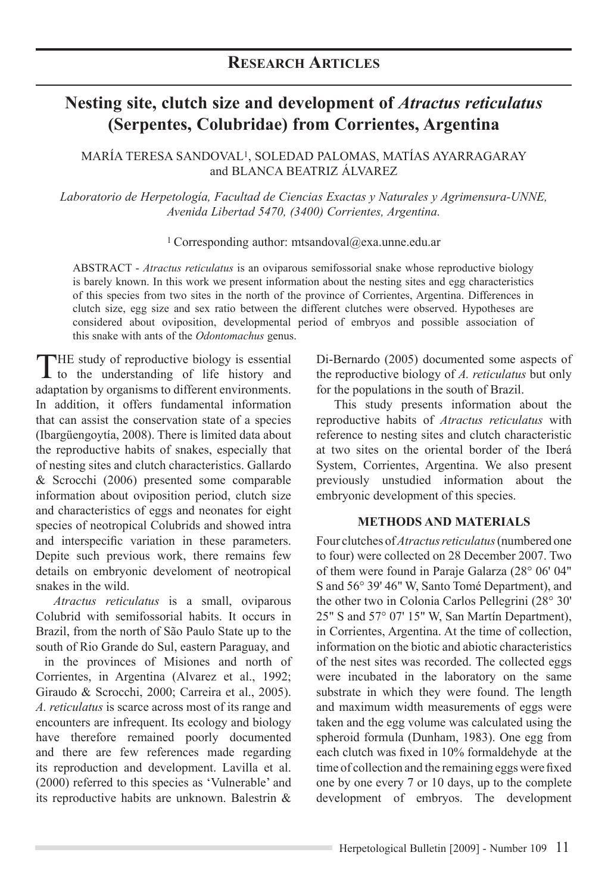## Research Articles

# Nesting site, clutch size and development of *Atractus reticulatus* (Serpentes, Colubridae) from Corrientes, Argentina

MARÍA TERESA SANDOVAL[1], SOLEDAD PALOMAS, MATÍAS AYARRAGARAY and BLANCA BEATRIZ ÁLVAREZ

*Laboratorio de Herpetología, Facultad de Ciencias Exactas y Naturales y Agrimensura-UNNE, Avenida Libertad 5470, (3400) Corrientes, Argentina.*

[1] Corresponding author: mtsandoval@exa.unne.edu.ar

ABSTRACT - *Atractus reticulatus* is an oviparous semifossorial snake whose reproductive biology is barely known. In this work we present information about the nesting sites and egg characteristics of this species from two sites in the north of the province of Corrientes, Argentina. Differences in clutch size, egg size and sex ratio between the different clutches were observed. Hypotheses are considered about oviposition, developmental period of embryos and possible association of this snake with ants of the *Odontomachus* genus.

THE study of reproductive biology is essential to the understanding of life history and adaptation by organisms to different environments. In addition, it offers fundamental information that can assist the conservation state of a species (Ibargüengoytía, 2008). There is limited data about the reproductive habits of snakes, especially that of nesting sites and clutch characteristics. Gallardo & Scrocchi (2006) presented some comparable information about oviposition period, clutch size and characteristics of eggs and neonates for eight species of neotropical Colubrids and showed intra and interspecific variation in these parameters. Depite such previous work, there remains few details on embryonic develoment of neotropical snakes in the wild.

*Atractus reticulatus* is a small, oviparous Colubrid with semifossorial habits. It occurs in Brazil, from the north of São Paulo State up to the south of Rio Grande do Sul, eastern Paraguay, and in the provinces of Misiones and north of Corrientes, in Argentina (Alvarez et al., 1992; Giraudo & Scrocchi, 2000; Carreira et al., 2005). *A. reticulatus* is scarce across most of its range and encounters are infrequent. Its ecology and biology have therefore remained poorly documented and there are few references made regarding its reproduction and development. Lavilla et al. (2000) referred to this species as 'Vulnerable' and its reproductive habits are unknown. Balestrin & Di-Bernardo (2005) documented some aspects of the reproductive biology of *A. reticulatus* but only for the populations in the south of Brazil.

This study presents information about the reproductive habits of *Atractus reticulatus* with reference to nesting sites and clutch characteristic at two sites on the oriental border of the Iberá System, Corrientes, Argentina. We also present previously unstudied information about the embryonic development of this species.

## METHODS AND MATERIALS

Four clutches of *Atractus reticulatus* (numbered one to four) were collected on 28 December 2007. Two of them were found in Paraje Galarza (28° 06' 04" S and 56° 39' 46" W, Santo Tomé Department), and the other two in Colonia Carlos Pellegrini (28° 30' 25" S and 57° 07' 15" W, San Martín Department), in Corrientes, Argentina. At the time of collection, information on the biotic and abiotic characteristics of the nest sites was recorded. The collected eggs were incubated in the laboratory on the same substrate in which they were found. The length and maximum width measurements of eggs were taken and the egg volume was calculated using the spheroid formula (Dunham, 1983). One egg from each clutch was fixed in 10% formaldehyde at the time of collection and the remaining eggs were fixed one by one every 7 or 10 days, up to the complete development of embryos. The development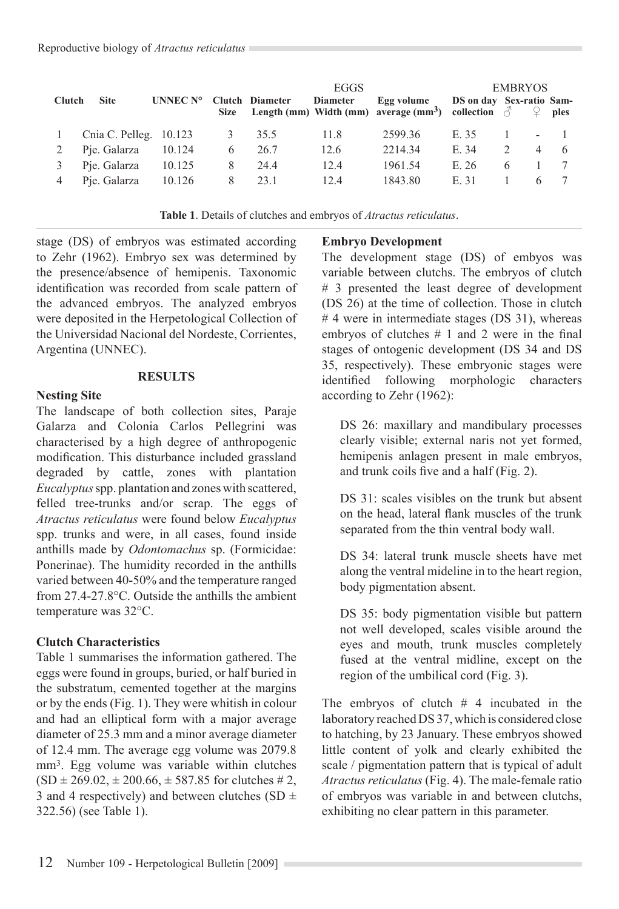|  |  |  | EGGS |  |  |  | EMBRYOS |  |  |  |
|---|---|---|---|---|---|---|---|---|---|---|
| Clutch | Site | UNNEC N° | Clutch Size | Diameter Length (mm) | Diameter Width (mm) | Egg volume average (mm$^3$) | DS on day collection | Sex-ratio ♂ | ♀ | Samples |
| 1 | Cnia C. Pelleg. | 10.123 | 3 | 35.5 | 11.8 | 2599.36 | E. 35 | 1 | - | 1 |
| 2 | Pje. Galarza | 10.124 | 6 | 26.7 | 12.6 | 2214.34 | E. 34 | 2 | 4 | 6 |
| 3 | Pje. Galarza | 10.125 | 8 | 24.4 | 12.4 | 1961.54 | E. 26 | 6 | 1 | 7 |
| 4 | Pje. Galarza | 10.126 | 8 | 23.1 | 12.4 | 1843.80 | E. 31 | 1 | 6 | 7 |

**Table 1**. Details of clutches and embryos of *Atractus reticulatus*.

stage (DS) of embryos was estimated according to Zehr (1962). Embryo sex was determined by the presence/absence of hemipenis. Taxonomic identification was recorded from scale pattern of the advanced embryos. The analyzed embryos were deposited in the Herpetological Collection of the Universidad Nacional del Nordeste, Corrientes, Argentina (UNNEC).

## RESULTS

### Nesting Site

The landscape of both collection sites, Paraje Galarza and Colonia Carlos Pellegrini was characterised by a high degree of anthropogenic modification. This disturbance included grassland degraded by cattle, zones with plantation *Eucalyptus* spp. plantation and zones with scattered, felled tree-trunks and/or scrap. The eggs of *Atractus reticulatus* were found below *Eucalyptus* spp. trunks and were, in all cases, found inside anthills made by *Odontomachus* sp. (Formicidae: Ponerinae). The humidity recorded in the anthills varied between 40-50% and the temperature ranged from 27.4-27.8°C. Outside the anthills the ambient temperature was 32°C.

### Clutch Characteristics

Table 1 summarises the information gathered. The eggs were found in groups, buried, or half buried in the substratum, cemented together at the margins or by the ends (Fig. 1). They were whitish in colour and had an elliptical form with a major average diameter of 25.3 mm and a minor average diameter of 12.4 mm. The average egg volume was 2079.8 mm$^3$. Egg volume was variable within clutches (SD ± 269.02, ± 200.66, ± 587.85 for clutches # 2, 3 and 4 respectively) and between clutches (SD ± 322.56) (see Table 1).

### Embryo Development

The development stage (DS) of embyos was variable between clutchs. The embryos of clutch # 3 presented the least degree of development (DS 26) at the time of collection. Those in clutch # 4 were in intermediate stages (DS 31), whereas embryos of clutches # 1 and 2 were in the final stages of ontogenic development (DS 34 and DS 35, respectively). These embryonic stages were identified following morphologic characters according to Zehr (1962):

DS 26: maxillary and mandibulary processes clearly visible; external naris not yet formed, hemipenis anlagen present in male embryos, and trunk coils five and a half (Fig. 2).

DS 31: scales visibles on the trunk but absent on the head, lateral flank muscles of the trunk separated from the thin ventral body wall.

DS 34: lateral trunk muscle sheets have met along the ventral mideline in to the heart region, body pigmentation absent.

DS 35: body pigmentation visible but pattern not well developed, scales visible around the eyes and mouth, trunk muscles completely fused at the ventral midline, except on the region of the umbilical cord (Fig. 3).

The embryos of clutch # 4 incubated in the laboratory reached DS 37, which is considered close to hatching, by 23 January. These embryos showed little content of yolk and clearly exhibited the scale / pigmentation pattern that is typical of adult *Atractus reticulatus* (Fig. 4). The male-female ratio of embryos was variable in and between clutchs, exhibiting no clear pattern in this parameter.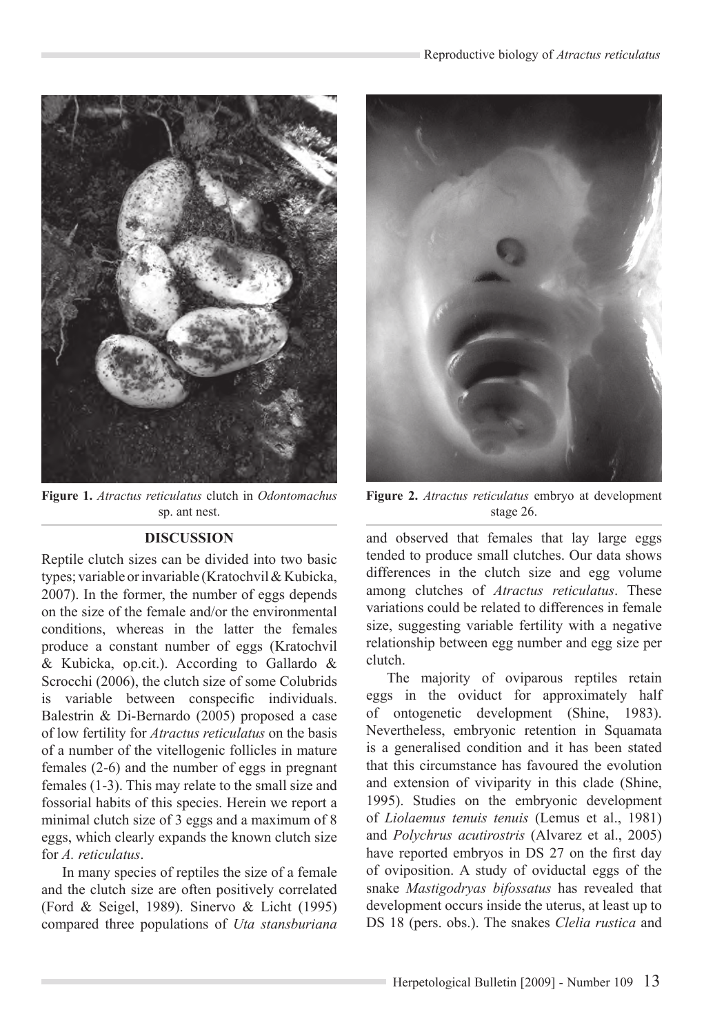**Figure 1.** *Atractus reticulatus* clutch in *Odontomachus* sp. ant nest.

**Figure 2.** *Atractus reticulatus* embryo at development stage 26.

## DISCUSSION

Reptile clutch sizes can be divided into two basic types; variable or invariable (Kratochvil & Kubicka, 2007). In the former, the number of eggs depends on the size of the female and/or the environmental conditions, whereas in the latter the females produce a constant number of eggs (Kratochvil & Kubicka, op.cit.). According to Gallardo & Scrocchi (2006), the clutch size of some Colubrids is variable between conspecific individuals. Balestrin & Di-Bernardo (2005) proposed a case of low fertility for *Atractus reticulatus* on the basis of a number of the vitellogenic follicles in mature females (2-6) and the number of eggs in pregnant females (1-3). This may relate to the small size and fossorial habits of this species. Herein we report a minimal clutch size of 3 eggs and a maximum of 8 eggs, which clearly expands the known clutch size for *A. reticulatus*.

In many species of reptiles the size of a female and the clutch size are often positively correlated (Ford & Seigel, 1989). Sinervo & Licht (1995) compared three populations of *Uta stansburiana* and observed that females that lay large eggs tended to produce small clutches. Our data shows differences in the clutch size and egg volume among clutches of *Atractus reticulatus*. These variations could be related to differences in female size, suggesting variable fertility with a negative relationship between egg number and egg size per clutch.

The majority of oviparous reptiles retain eggs in the oviduct for approximately half of ontogenetic development (Shine, 1983). Nevertheless, embryonic retention in Squamata is a generalised condition and it has been stated that this circumstance has favoured the evolution and extension of viviparity in this clade (Shine, 1995). Studies on the embryonic development of *Liolaemus tenuis tenuis* (Lemus et al., 1981) and *Polychrus acutirostris* (Alvarez et al., 2005) have reported embryos in DS 27 on the first day of oviposition. A study of oviductal eggs of the snake *Mastigodryas bifossatus* has revealed that development occurs inside the uterus, at least up to DS 18 (pers. obs.). The snakes *Clelia rustica* and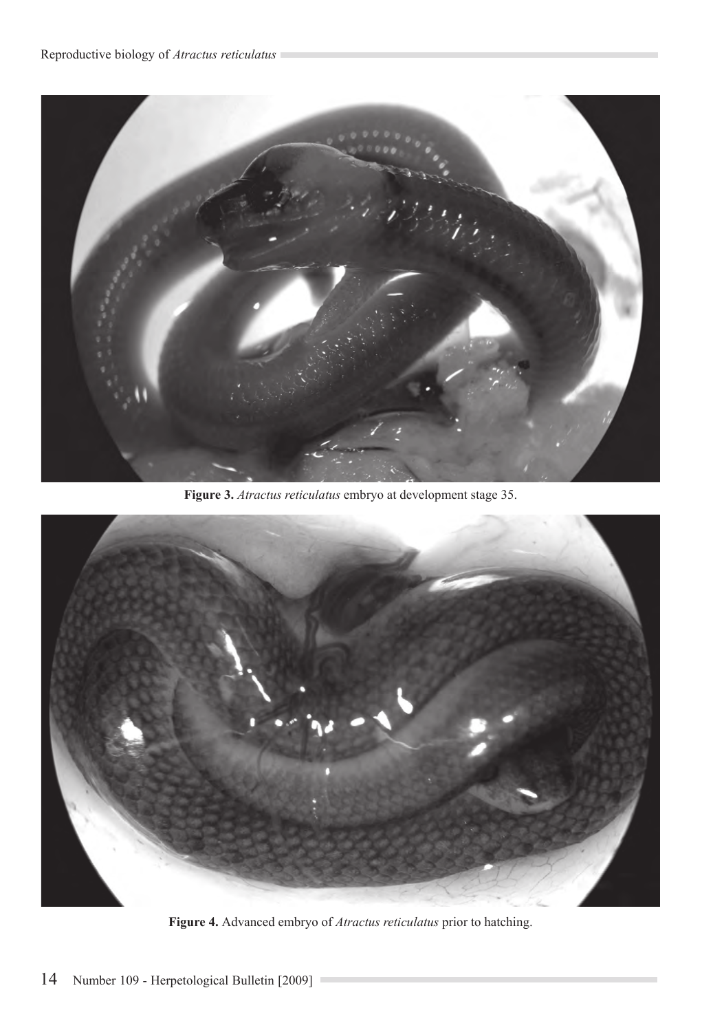**Figure 3.** *Atractus reticulatus* embryo at development stage 35.

**Figure 4.** Advanced embryo of *Atractus reticulatus* prior to hatching.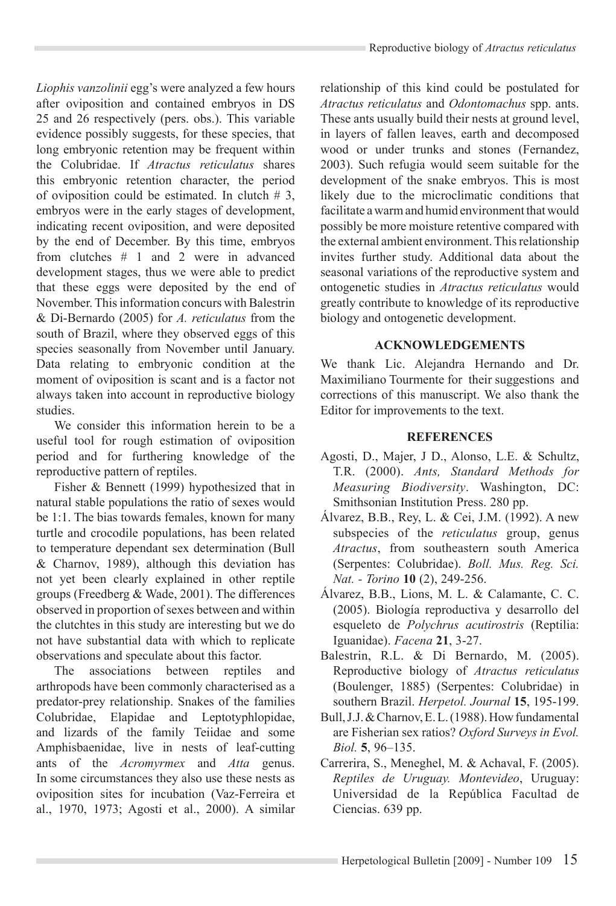*Liophis vanzolinii* egg's were analyzed a few hours after oviposition and contained embryos in DS 25 and 26 respectively (pers. obs.). This variable evidence possibly suggests, for these species, that long embryonic retention may be frequent within the Colubridae. If *Atractus reticulatus* shares this embryonic retention character, the period of oviposition could be estimated. In clutch # 3, embryos were in the early stages of development, indicating recent oviposition, and were deposited by the end of December. By this time, embryos from clutches # 1 and 2 were in advanced development stages, thus we were able to predict that these eggs were deposited by the end of November. This information concurs with Balestrin & Di-Bernardo (2005) for *A. reticulatus* from the south of Brazil, where they observed eggs of this species seasonally from November until January. Data relating to embryonic condition at the moment of oviposition is scant and is a factor not always taken into account in reproductive biology studies.

We consider this information herein to be a useful tool for rough estimation of oviposition period and for furthering knowledge of the reproductive pattern of reptiles.

Fisher & Bennett (1999) hypothesized that in natural stable populations the ratio of sexes would be 1:1. The bias towards females, known for many turtle and crocodile populations, has been related to temperature dependant sex determination (Bull & Charnov, 1989), although this deviation has not yet been clearly explained in other reptile groups (Freedberg & Wade, 2001). The differences observed in proportion of sexes between and within the clutchtes in this study are interesting but we do not have substantial data with which to replicate observations and speculate about this factor.

The associations between reptiles and arthropods have been commonly characterised as a predator-prey relationship. Snakes of the families Colubridae, Elapidae and Leptotyphlopidae, and lizards of the family Teiidae and some Amphisbaenidae, live in nests of leaf-cutting ants of the *Acromyrmex* and *Atta* genus. In some circumstances they also use these nests as oviposition sites for incubation (Vaz-Ferreira et al., 1970, 1973; Agosti et al., 2000). A similar relationship of this kind could be postulated for *Atractus reticulatus* and *Odontomachus* spp. ants. These ants usually build their nests at ground level, in layers of fallen leaves, earth and decomposed wood or under trunks and stones (Fernandez, 2003). Such refugia would seem suitable for the development of the snake embryos. This is most likely due to the microclimatic conditions that facilitate a warm and humid environment that would possibly be more moisture retentive compared with the external ambient environment. This relationship invites further study. Additional data about the seasonal variations of the reproductive system and ontogenetic studies in *Atractus reticulatus* would greatly contribute to knowledge of its reproductive biology and ontogenetic development.

## ACKNOWLEDGEMENTS

We thank Lic. Alejandra Hernando and Dr. Maximiliano Tourmente for their suggestions and corrections of this manuscript. We also thank the Editor for improvements to the text.

## REFERENCES

Agosti, D., Majer, J D., Alonso, L.E. & Schultz, T.R. (2000). *Ants, Standard Methods for Measuring Biodiversity*. Washington, DC: Smithsonian Institution Press. 280 pp.

Álvarez, B.B., Rey, L. & Cei, J.M. (1992). A new subspecies of the *reticulatus* group, genus *Atractus*, from southeastern south America (Serpentes: Colubridae). *Boll. Mus. Reg. Sci. Nat. - Torino* **10** (2), 249-256.

Álvarez, B.B., Lions, M. L. & Calamante, C. C. (2005). Biología reproductiva y desarrollo del esqueleto de *Polychrus acutirostris* (Reptilia: Iguanidae). *Facena* **21**, 3-27.

Balestrin, R.L. & Di Bernardo, M. (2005). Reproductive biology of *Atractus reticulatus* (Boulenger, 1885) (Serpentes: Colubridae) in southern Brazil. *Herpetol. Journal* **15**, 195-199.

Bull, J.J. & Charnov, E. L. (1988). How fundamental are Fisherian sex ratios? *Oxford Surveys in Evol. Biol.* **5**, 96–135.

Carrerira, S., Meneghel, M. & Achaval, F. (2005). *Reptiles de Uruguay. Montevideo*, Uruguay: Universidad de la República Facultad de Ciencias. 639 pp.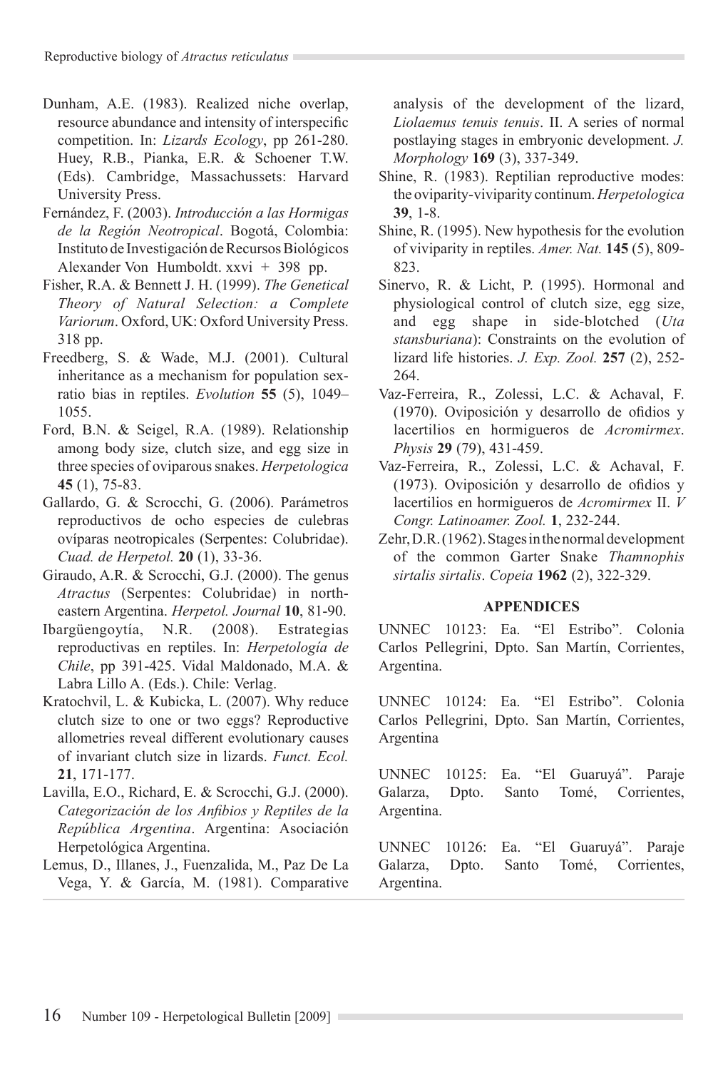Dunham, A.E. (1983). Realized niche overlap, resource abundance and intensity of interspecific competition. In: *Lizards Ecology*, pp 261-280. Huey, R.B., Pianka, E.R. & Schoener T.W. (Eds). Cambridge, Massachussets: Harvard University Press.

Fernández, F. (2003). *Introducción a las Hormigas de la Región Neotropical*. Bogotá, Colombia: Instituto de Investigación de Recursos Biológicos Alexander Von Humboldt. xxvi + 398 pp.

Fisher, R.A. & Bennett J. H. (1999). *The Genetical Theory of Natural Selection: a Complete Variorum*. Oxford, UK: Oxford University Press. 318 pp.

Freedberg, S. & Wade, M.J. (2001). Cultural inheritance as a mechanism for population sex-ratio bias in reptiles. *Evolution* **55** (5), 1049–1055.

Ford, B.N. & Seigel, R.A. (1989). Relationship among body size, clutch size, and egg size in three species of oviparous snakes. *Herpetologica* **45** (1), 75-83.

Gallardo, G. & Scrocchi, G. (2006). Parámetros reproductivos de ocho especies de culebras ovíparas neotropicales (Serpentes: Colubridae). *Cuad. de Herpetol.* **20** (1), 33-36.

Giraudo, A.R. & Scrocchi, G.J. (2000). The genus *Atractus* (Serpentes: Colubridae) in north-eastern Argentina. *Herpetol. Journal* **10**, 81-90.

Ibargüengoytía, N.R. (2008). Estrategias reproductivas en reptiles. In: *Herpetología de Chile*, pp 391-425. Vidal Maldonado, M.A. & Labra Lillo A. (Eds.). Chile: Verlag.

Kratochvil, L. & Kubicka, L. (2007). Why reduce clutch size to one or two eggs? Reproductive allometries reveal different evolutionary causes of invariant clutch size in lizards. *Funct. Ecol.* **21**, 171-177.

Lavilla, E.O., Richard, E. & Scrocchi, G.J. (2000). *Categorización de los Anfibios y Reptiles de la República Argentina*. Argentina: Asociación Herpetológica Argentina.

Lemus, D., Illanes, J., Fuenzalida, M., Paz De La Vega, Y. & García, M. (1981). Comparative analysis of the development of the lizard, *Liolaemus tenuis tenuis*. II. A series of normal postlaying stages in embryonic development. *J. Morphology* **169** (3), 337-349.

Shine, R. (1983). Reptilian reproductive modes: the oviparity-viviparity continuum. *Herpetologica* **39**, 1-8.

Shine, R. (1995). New hypothesis for the evolution of viviparity in reptiles. *Amer. Nat.* **145** (5), 809-823.

Sinervo, R. & Licht, P. (1995). Hormonal and physiological control of clutch size, egg size, and egg shape in side-blotched (*Uta stansburiana*): Constraints on the evolution of lizard life histories. *J. Exp. Zool.* **257** (2), 252-264.

Vaz-Ferreira, R., Zolessi, L.C. & Achaval, F. (1970). Oviposición y desarrollo de ofidios y lacertilios en hormigueros de *Acromirmex*. *Physis* **29** (79), 431-459.

Vaz-Ferreira, R., Zolessi, L.C. & Achaval, F. (1973). Oviposición y desarrollo de ofidios y lacertilios en hormigueros de *Acromirmex* II. *V Congr. Latinoamer. Zool.* **1**, 232-244.

Zehr, D.R. (1962). Stages in the normal development of the common Garter Snake *Thamnophis sirtalis sirtalis*. *Copeia* **1962** (2), 322-329.

## APPENDICES

UNNEC 10123: Ea. "El Estribo". Colonia Carlos Pellegrini, Dpto. San Martín, Corrientes, Argentina.

UNNEC 10124: Ea. "El Estribo". Colonia Carlos Pellegrini, Dpto. San Martín, Corrientes, Argentina

UNNEC 10125: Ea. "El Guaruyá". Paraje Galarza, Dpto. Santo Tomé, Corrientes, Argentina.

UNNEC 10126: Ea. "El Guaruyá". Paraje Galarza, Dpto. Santo Tomé, Corrientes, Argentina.